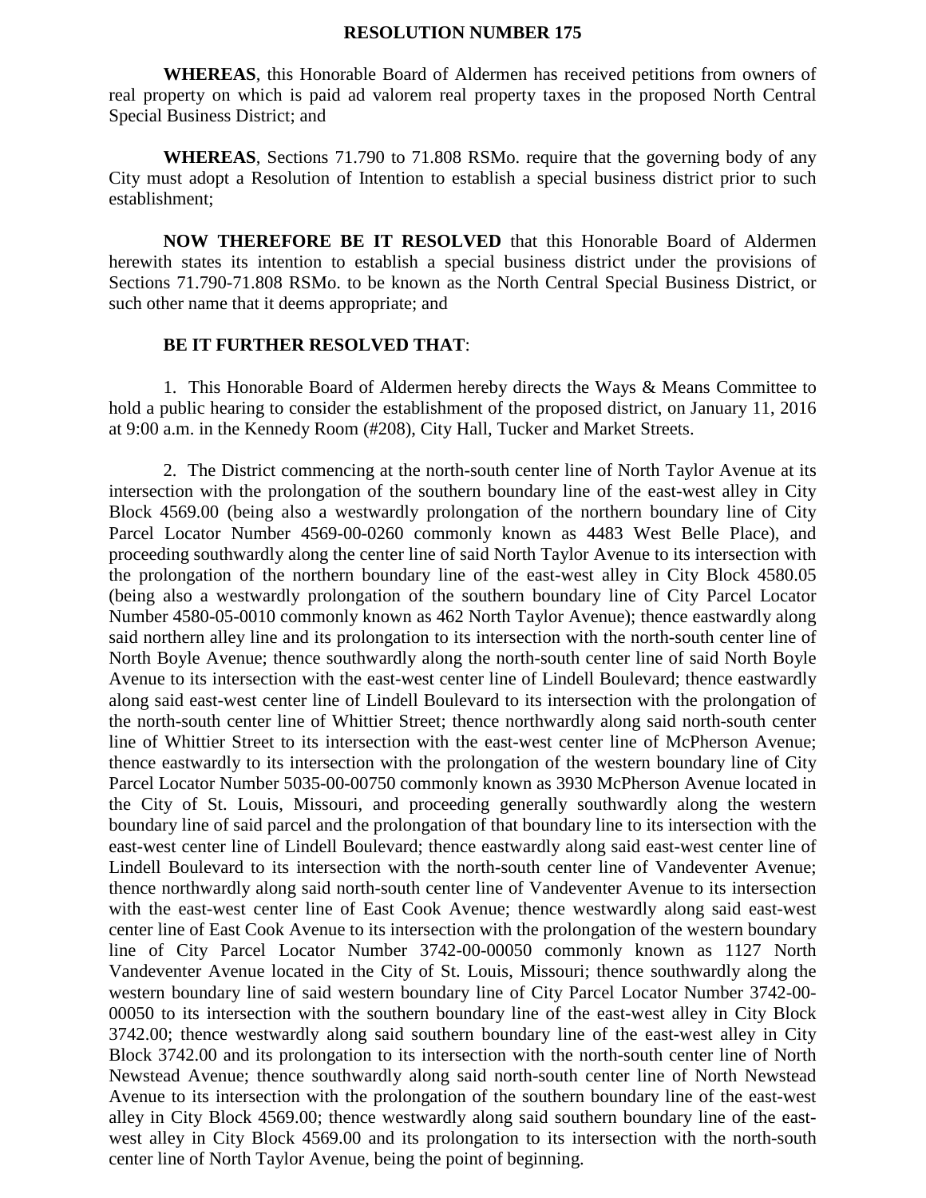# RESOLUTION NUMBER 175

**WHEREAS**, this Honorable Board of Aldermen has received petitions from owners of real property on which is paid ad valorem real property taxes in the proposed North Central Special Business District; and

**WHEREAS**, Sections 71.790 to 71.808 RSMo. require that the governing body of any City must adopt a Resolution of Intention to establish a special business district prior to such establishment;

**NOW THEREFORE BE IT RESOLVED** that this Honorable Board of Aldermen herewith states its intention to establish a special business district under the provisions of Sections 71.790-71.808 RSMo. to be known as the North Central Special Business District, or such other name that it deems appropriate; and

**BE IT FURTHER RESOLVED THAT**:

1. This Honorable Board of Aldermen hereby directs the Ways & Means Committee to hold a public hearing to consider the establishment of the proposed district, on January 11, 2016 at 9:00 a.m. in the Kennedy Room (#208), City Hall, Tucker and Market Streets.

2. The District commencing at the north-south center line of North Taylor Avenue at its intersection with the prolongation of the southern boundary line of the east-west alley in City Block 4569.00 (being also a westwardly prolongation of the northern boundary line of City Parcel Locator Number 4569-00-0260 commonly known as 4483 West Belle Place), and proceeding southwardly along the center line of said North Taylor Avenue to its intersection with the prolongation of the northern boundary line of the east-west alley in City Block 4580.05 (being also a westwardly prolongation of the southern boundary line of City Parcel Locator Number 4580-05-0010 commonly known as 462 North Taylor Avenue); thence eastwardly along said northern alley line and its prolongation to its intersection with the north-south center line of North Boyle Avenue; thence southwardly along the north-south center line of said North Boyle Avenue to its intersection with the east-west center line of Lindell Boulevard; thence eastwardly along said east-west center line of Lindell Boulevard to its intersection with the prolongation of the north-south center line of Whittier Street; thence northwardly along said north-south center line of Whittier Street to its intersection with the east-west center line of McPherson Avenue; thence eastwardly to its intersection with the prolongation of the western boundary line of City Parcel Locator Number 5035-00-00750 commonly known as 3930 McPherson Avenue located in the City of St. Louis, Missouri, and proceeding generally southwardly along the western boundary line of said parcel and the prolongation of that boundary line to its intersection with the east-west center line of Lindell Boulevard; thence eastwardly along said east-west center line of Lindell Boulevard to its intersection with the north-south center line of Vandeventer Avenue; thence northwardly along said north-south center line of Vandeventer Avenue to its intersection with the east-west center line of East Cook Avenue; thence westwardly along said east-west center line of East Cook Avenue to its intersection with the prolongation of the western boundary line of City Parcel Locator Number 3742-00-00050 commonly known as 1127 North Vandeventer Avenue located in the City of St. Louis, Missouri; thence southwardly along the western boundary line of said western boundary line of City Parcel Locator Number 3742-00-00050 to its intersection with the southern boundary line of the east-west alley in City Block 3742.00; thence westwardly along said southern boundary line of the east-west alley in City Block 3742.00 and its prolongation to its intersection with the north-south center line of North Newstead Avenue; thence southwardly along said north-south center line of North Newstead Avenue to its intersection with the prolongation of the southern boundary line of the east-west alley in City Block 4569.00; thence westwardly along said southern boundary line of the east-west alley in City Block 4569.00 and its prolongation to its intersection with the north-south center line of North Taylor Avenue, being the point of beginning.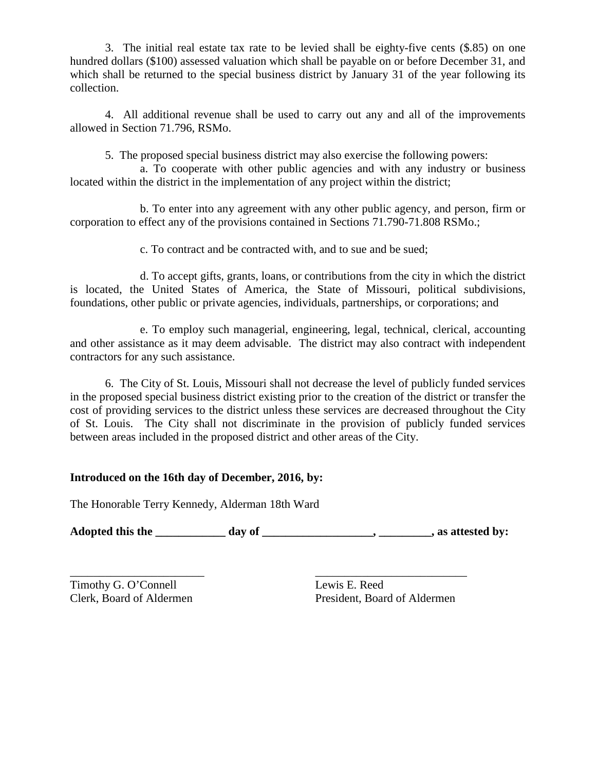3. The initial real estate tax rate to be levied shall be eighty-five cents ($.85) on one hundred dollars ($100) assessed valuation which shall be payable on or before December 31, and which shall be returned to the special business district by January 31 of the year following its collection.

4. All additional revenue shall be used to carry out any and all of the improvements allowed in Section 71.796, RSMo.

5. The proposed special business district may also exercise the following powers:

a. To cooperate with other public agencies and with any industry or business located within the district in the implementation of any project within the district;

b. To enter into any agreement with any other public agency, and person, firm or corporation to effect any of the provisions contained in Sections 71.790-71.808 RSMo.;

c. To contract and be contracted with, and to sue and be sued;

d. To accept gifts, grants, loans, or contributions from the city in which the district is located, the United States of America, the State of Missouri, political subdivisions, foundations, other public or private agencies, individuals, partnerships, or corporations; and

e. To employ such managerial, engineering, legal, technical, clerical, accounting and other assistance as it may deem advisable. The district may also contract with independent contractors for any such assistance.

6. The City of St. Louis, Missouri shall not decrease the level of publicly funded services in the proposed special business district existing prior to the creation of the district or transfer the cost of providing services to the district unless these services are decreased throughout the City of St. Louis. The City shall not discriminate in the provision of publicly funded services between areas included in the proposed district and other areas of the City.

**Introduced on the 16th day of December, 2016, by:**

The Honorable Terry Kennedy, Alderman 18th Ward

**Adopted this the ____________ day of ___________________, _________, as attested by:**

_______________________ | __________________________

Timothy G. O'Connell
Clerk, Board of Aldermen

Lewis E. Reed
President, Board of Aldermen